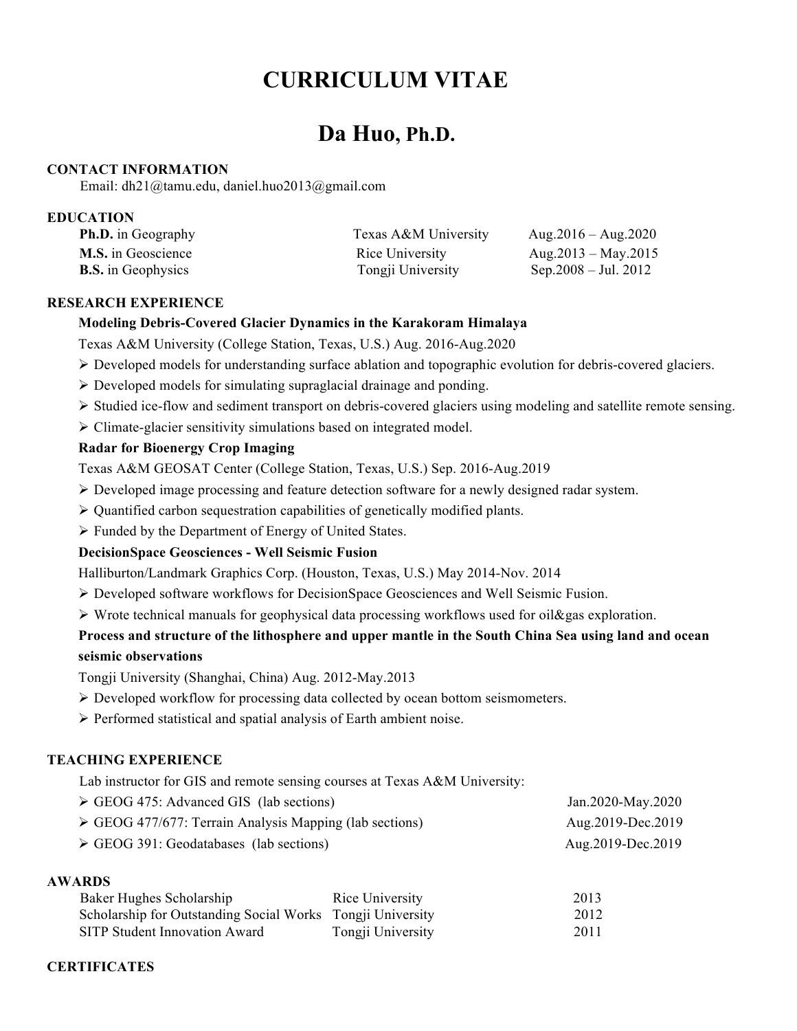# CURRICULUM VITAE

# Da Huo, Ph.D.

## CONTACT INFORMATION

Email: dh21@tamu.edu, daniel.huo2013@gmail.com

## EDUCATION

| | | |
|---|---|---|
| **Ph.D.** in Geography | Texas A&M University | Aug.2016 – Aug.2020 |
| **M.S.** in Geoscience | Rice University | Aug.2013 – May.2015 |
| **B.S.** in Geophysics | Tongji University | Sep.2008 – Jul. 2012 |

## RESEARCH EXPERIENCE

**Modeling Debris-Covered Glacier Dynamics in the Karakoram Himalaya**

Texas A&M University (College Station, Texas, U.S.) Aug. 2016-Aug.2020

- Developed models for understanding surface ablation and topographic evolution for debris-covered glaciers.
- Developed models for simulating supraglacial drainage and ponding.
- Studied ice-flow and sediment transport on debris-covered glaciers using modeling and satellite remote sensing.
- Climate-glacier sensitivity simulations based on integrated model.

**Radar for Bioenergy Crop Imaging**

Texas A&M GEOSAT Center (College Station, Texas, U.S.) Sep. 2016-Aug.2019

- Developed image processing and feature detection software for a newly designed radar system.
- Quantified carbon sequestration capabilities of genetically modified plants.
- Funded by the Department of Energy of United States.

**DecisionSpace Geosciences - Well Seismic Fusion**

Halliburton/Landmark Graphics Corp. (Houston, Texas, U.S.) May 2014-Nov. 2014

- Developed software workflows for DecisionSpace Geosciences and Well Seismic Fusion.
- Wrote technical manuals for geophysical data processing workflows used for oil&gas exploration.

**Process and structure of the lithosphere and upper mantle in the South China Sea using land and ocean seismic observations**

Tongji University (Shanghai, China) Aug. 2012-May.2013

- Developed workflow for processing data collected by ocean bottom seismometers.
- Performed statistical and spatial analysis of Earth ambient noise.

## TEACHING EXPERIENCE

Lab instructor for GIS and remote sensing courses at Texas A&M University:

- GEOG 475: Advanced GIS (lab sections) — Jan.2020-May.2020
- GEOG 477/677: Terrain Analysis Mapping (lab sections) — Aug.2019-Dec.2019
- GEOG 391: Geodatabases (lab sections) — Aug.2019-Dec.2019

## AWARDS

| | | |
|---|---|---|
| Baker Hughes Scholarship | Rice University | 2013 |
| Scholarship for Outstanding Social Works | Tongji University | 2012 |
| SITP Student Innovation Award | Tongji University | 2011 |

## CERTIFICATES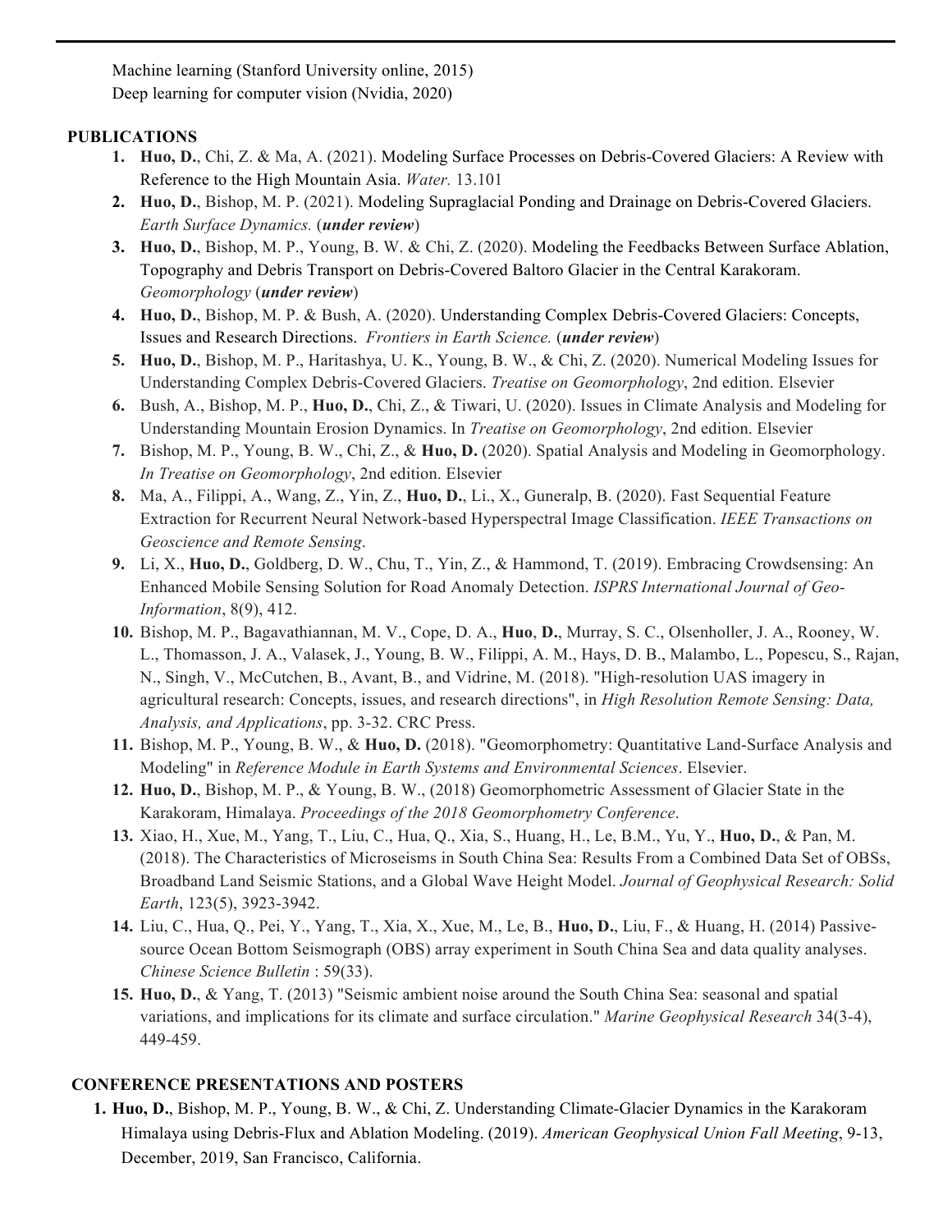Machine learning (Stanford University online, 2015)
Deep learning for computer vision (Nvidia, 2020)

**PUBLICATIONS**

1. **Huo, D.**, Chi, Z. & Ma, A. (2021). Modeling Surface Processes on Debris-Covered Glaciers: A Review with Reference to the High Mountain Asia. *Water.* 13.101
2. **Huo, D.**, Bishop, M. P. (2021). Modeling Supraglacial Ponding and Drainage on Debris-Covered Glaciers. *Earth Surface Dynamics.* (***under review***)
3. **Huo, D.**, Bishop, M. P., Young, B. W. & Chi, Z. (2020). Modeling the Feedbacks Between Surface Ablation, Topography and Debris Transport on Debris-Covered Baltoro Glacier in the Central Karakoram. *Geomorphology* (***under review***)
4. **Huo, D.**, Bishop, M. P. & Bush, A. (2020). Understanding Complex Debris-Covered Glaciers: Concepts, Issues and Research Directions. *Frontiers in Earth Science.* (***under review***)
5. **Huo, D.**, Bishop, M. P., Haritashya, U. K., Young, B. W., & Chi, Z. (2020). Numerical Modeling Issues for Understanding Complex Debris-Covered Glaciers. *Treatise on Geomorphology*, 2nd edition. Elsevier
6. Bush, A., Bishop, M. P., **Huo, D.**, Chi, Z., & Tiwari, U. (2020). Issues in Climate Analysis and Modeling for Understanding Mountain Erosion Dynamics. In *Treatise on Geomorphology*, 2nd edition. Elsevier
7. Bishop, M. P., Young, B. W., Chi, Z., & **Huo, D.** (2020). Spatial Analysis and Modeling in Geomorphology. *In Treatise on Geomorphology*, 2nd edition. Elsevier
8. Ma, A., Filippi, A., Wang, Z., Yin, Z., **Huo, D.**, Li., X., Guneralp, B. (2020). Fast Sequential Feature Extraction for Recurrent Neural Network-based Hyperspectral Image Classification. *IEEE Transactions on Geoscience and Remote Sensing*.
9. Li, X., **Huo, D.**, Goldberg, D. W., Chu, T., Yin, Z., & Hammond, T. (2019). Embracing Crowdsensing: An Enhanced Mobile Sensing Solution for Road Anomaly Detection. *ISPRS International Journal of Geo-Information*, 8(9), 412.
10. Bishop, M. P., Bagavathiannan, M. V., Cope, D. A., **Huo**, **D.**, Murray, S. C., Olsenholler, J. A., Rooney, W. L., Thomasson, J. A., Valasek, J., Young, B. W., Filippi, A. M., Hays, D. B., Malambo, L., Popescu, S., Rajan, N., Singh, V., McCutchen, B., Avant, B., and Vidrine, M. (2018). "High-resolution UAS imagery in agricultural research: Concepts, issues, and research directions", in *High Resolution Remote Sensing: Data, Analysis, and Applications*, pp. 3-32. CRC Press.
11. Bishop, M. P., Young, B. W., & **Huo, D.** (2018). "Geomorphometry: Quantitative Land-Surface Analysis and Modeling" in *Reference Module in Earth Systems and Environmental Sciences*. Elsevier.
12. **Huo, D.**, Bishop, M. P., & Young, B. W., (2018) Geomorphometric Assessment of Glacier State in the Karakoram, Himalaya. *Proceedings of the 2018 Geomorphometry Conference*.
13. Xiao, H., Xue, M., Yang, T., Liu, C., Hua, Q., Xia, S., Huang, H., Le, B.M., Yu, Y., **Huo, D.**, & Pan, M. (2018). The Characteristics of Microseisms in South China Sea: Results From a Combined Data Set of OBSs, Broadband Land Seismic Stations, and a Global Wave Height Model. *Journal of Geophysical Research: Solid Earth*, 123(5), 3923-3942.
14. Liu, C., Hua, Q., Pei, Y., Yang, T., Xia, X., Xue, M., Le, B., **Huo, D.**, Liu, F., & Huang, H. (2014) Passive-source Ocean Bottom Seismograph (OBS) array experiment in South China Sea and data quality analyses. *Chinese Science Bulletin* : 59(33).
15. **Huo, D.**, & Yang, T. (2013) "Seismic ambient noise around the South China Sea: seasonal and spatial variations, and implications for its climate and surface circulation." *Marine Geophysical Research* 34(3-4), 449-459.

**CONFERENCE PRESENTATIONS AND POSTERS**

1. **Huo, D.**, Bishop, M. P., Young, B. W., & Chi, Z. Understanding Climate-Glacier Dynamics in the Karakoram Himalaya using Debris-Flux and Ablation Modeling. (2019). *American Geophysical Union Fall Meeting*, 9-13, December, 2019, San Francisco, California.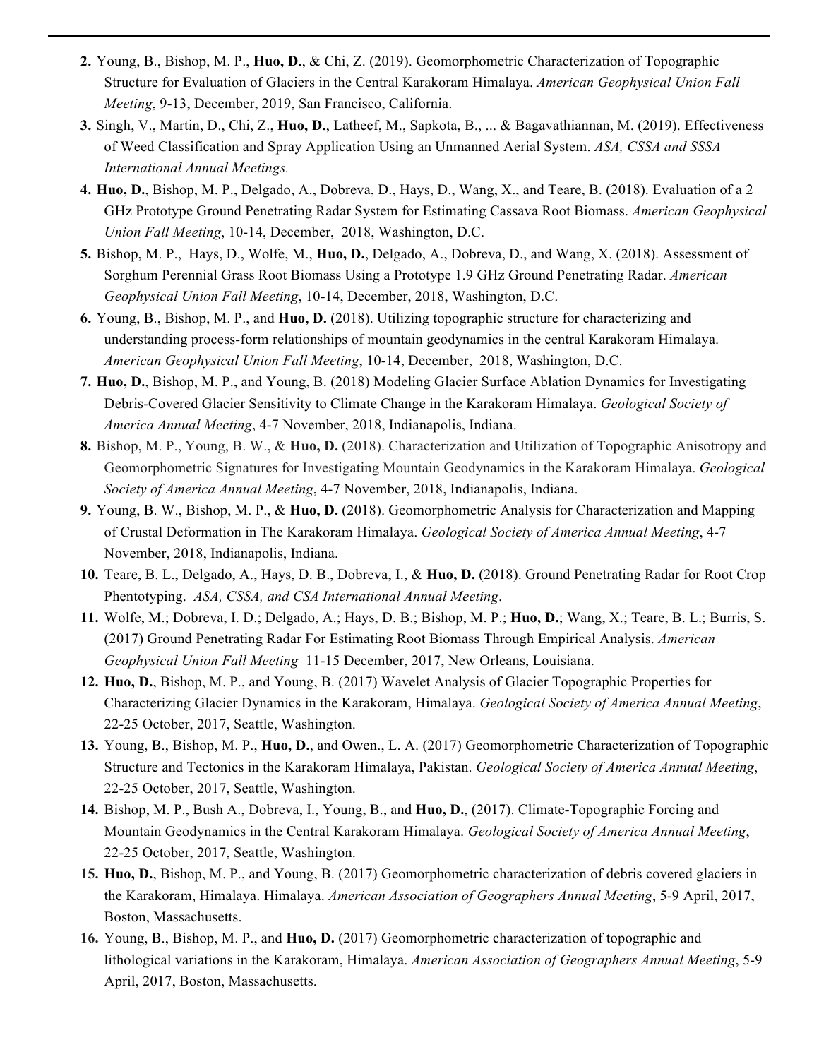2. Young, B., Bishop, M. P., **Huo, D.**, & Chi, Z. (2019). Geomorphometric Characterization of Topographic Structure for Evaluation of Glaciers in the Central Karakoram Himalaya. *American Geophysical Union Fall Meeting*, 9-13, December, 2019, San Francisco, California.
3. Singh, V., Martin, D., Chi, Z., **Huo, D.**, Latheef, M., Sapkota, B., ... & Bagavathiannan, M. (2019). Effectiveness of Weed Classification and Spray Application Using an Unmanned Aerial System. *ASA, CSSA and SSSA International Annual Meetings.*
4. **Huo, D.**, Bishop, M. P., Delgado, A., Dobreva, D., Hays, D., Wang, X., and Teare, B. (2018). Evaluation of a 2 GHz Prototype Ground Penetrating Radar System for Estimating Cassava Root Biomass. *American Geophysical Union Fall Meeting*, 10-14, December, 2018, Washington, D.C.
5. Bishop, M. P., Hays, D., Wolfe, M., **Huo, D.**, Delgado, A., Dobreva, D., and Wang, X. (2018). Assessment of Sorghum Perennial Grass Root Biomass Using a Prototype 1.9 GHz Ground Penetrating Radar. *American Geophysical Union Fall Meeting*, 10-14, December, 2018, Washington, D.C.
6. Young, B., Bishop, M. P., and **Huo, D.** (2018). Utilizing topographic structure for characterizing and understanding process-form relationships of mountain geodynamics in the central Karakoram Himalaya. *American Geophysical Union Fall Meeting*, 10-14, December, 2018, Washington, D.C.
7. **Huo, D.**, Bishop, M. P., and Young, B. (2018) Modeling Glacier Surface Ablation Dynamics for Investigating Debris-Covered Glacier Sensitivity to Climate Change in the Karakoram Himalaya. *Geological Society of America Annual Meeting*, 4-7 November, 2018, Indianapolis, Indiana.
8. Bishop, M. P., Young, B. W., & **Huo, D.** (2018). Characterization and Utilization of Topographic Anisotropy and Geomorphometric Signatures for Investigating Mountain Geodynamics in the Karakoram Himalaya. *Geological Society of America Annual Meeting*, 4-7 November, 2018, Indianapolis, Indiana.
9. Young, B. W., Bishop, M. P., & **Huo, D.** (2018). Geomorphometric Analysis for Characterization and Mapping of Crustal Deformation in The Karakoram Himalaya. *Geological Society of America Annual Meeting*, 4-7 November, 2018, Indianapolis, Indiana.
10. Teare, B. L., Delgado, A., Hays, D. B., Dobreva, I., & **Huo, D.** (2018). Ground Penetrating Radar for Root Crop Phentotyping. *ASA, CSSA, and CSA International Annual Meeting*.
11. Wolfe, M.; Dobreva, I. D.; Delgado, A.; Hays, D. B.; Bishop, M. P.; **Huo, D.**; Wang, X.; Teare, B. L.; Burris, S. (2017) Ground Penetrating Radar For Estimating Root Biomass Through Empirical Analysis. *American Geophysical Union Fall Meeting* 11-15 December, 2017, New Orleans, Louisiana.
12. **Huo, D.**, Bishop, M. P., and Young, B. (2017) Wavelet Analysis of Glacier Topographic Properties for Characterizing Glacier Dynamics in the Karakoram, Himalaya. *Geological Society of America Annual Meeting*, 22-25 October, 2017, Seattle, Washington.
13. Young, B., Bishop, M. P., **Huo, D.**, and Owen., L. A. (2017) Geomorphometric Characterization of Topographic Structure and Tectonics in the Karakoram Himalaya, Pakistan. *Geological Society of America Annual Meeting*, 22-25 October, 2017, Seattle, Washington.
14. Bishop, M. P., Bush A., Dobreva, I., Young, B., and **Huo, D.**, (2017). Climate-Topographic Forcing and Mountain Geodynamics in the Central Karakoram Himalaya. *Geological Society of America Annual Meeting*, 22-25 October, 2017, Seattle, Washington.
15. **Huo, D.**, Bishop, M. P., and Young, B. (2017) Geomorphometric characterization of debris covered glaciers in the Karakoram, Himalaya. Himalaya. *American Association of Geographers Annual Meeting*, 5-9 April, 2017, Boston, Massachusetts.
16. Young, B., Bishop, M. P., and **Huo, D.** (2017) Geomorphometric characterization of topographic and lithological variations in the Karakoram, Himalaya. *American Association of Geographers Annual Meeting*, 5-9 April, 2017, Boston, Massachusetts.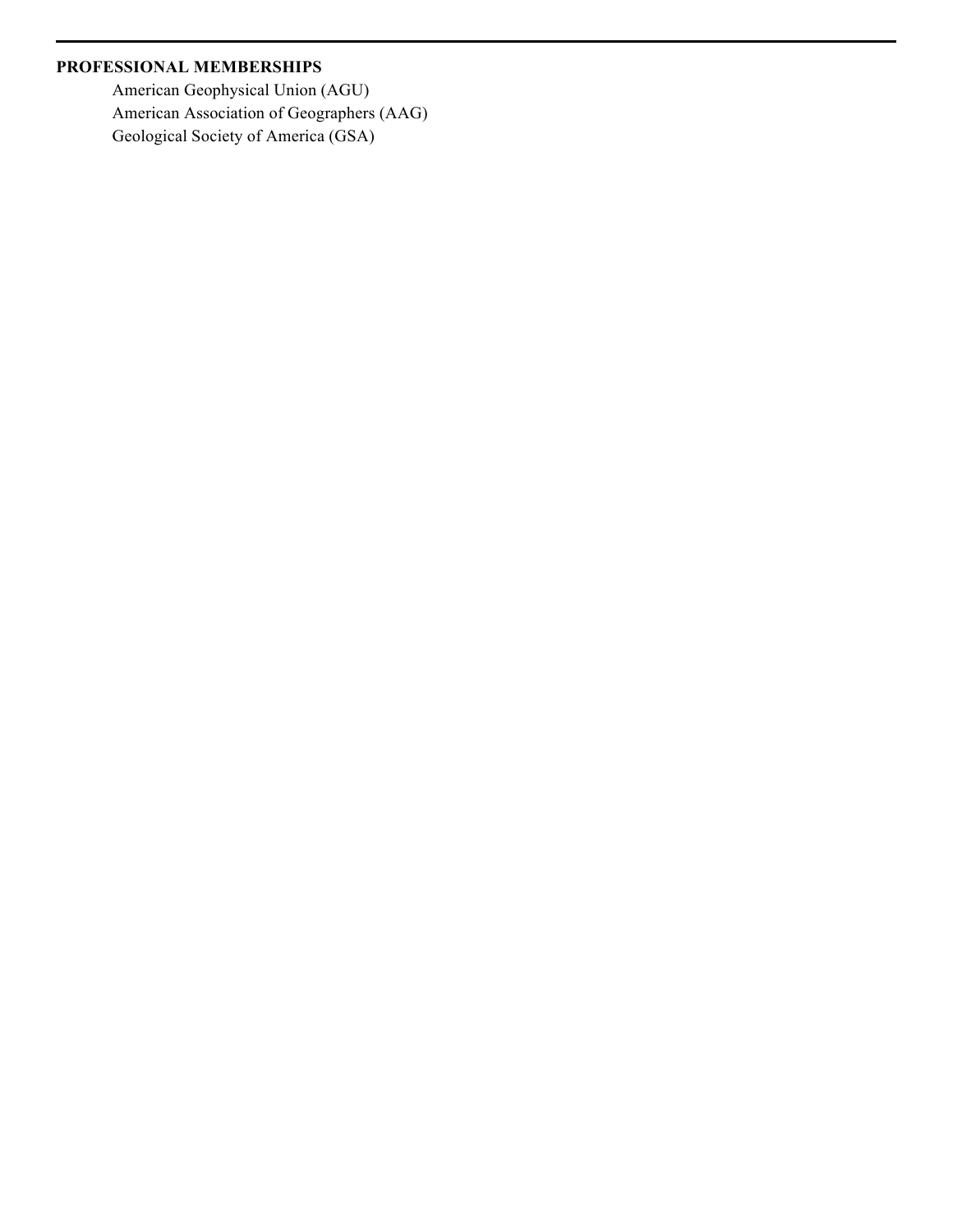## PROFESSIONAL MEMBERSHIPS

American Geophysical Union (AGU)
American Association of Geographers (AAG)
Geological Society of America (GSA)